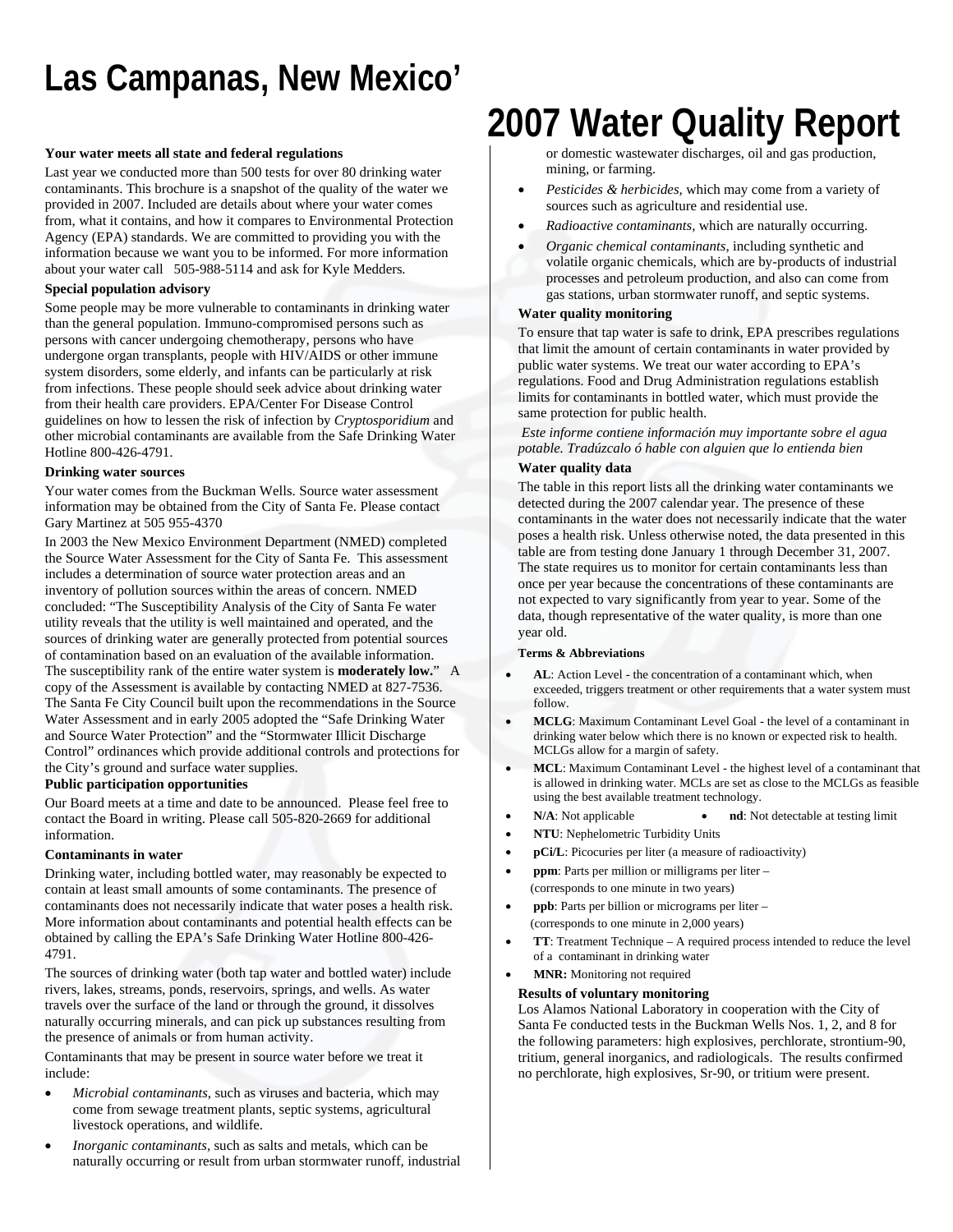# Las Campanas, New Mexico' 2007 Water Quality Report

**Your water meets all state and federal regulations**

Last year we conducted more than 500 tests for over 80 drinking water contaminants. This brochure is a snapshot of the quality of the water we provided in 2007. Included are details about where your water comes from, what it contains, and how it compares to Environmental Protection Agency (EPA) standards. We are committed to providing you with the information because we want you to be informed. For more information about your water call 505-988-5114 and ask for Kyle Medders.

**Special population advisory**

Some people may be more vulnerable to contaminants in drinking water than the general population. Immuno-compromised persons such as persons with cancer undergoing chemotherapy, persons who have undergone organ transplants, people with HIV/AIDS or other immune system disorders, some elderly, and infants can be particularly at risk from infections. These people should seek advice about drinking water from their health care providers. EPA/Center For Disease Control guidelines on how to lessen the risk of infection by *Cryptosporidium* and other microbial contaminants are available from the Safe Drinking Water Hotline 800-426-4791.

**Drinking water sources**

Your water comes from the Buckman Wells. Source water assessment information may be obtained from the City of Santa Fe. Please contact Gary Martinez at 505 955-4370

In 2003 the New Mexico Environment Department (NMED) completed the Source Water Assessment for the City of Santa Fe. This assessment includes a determination of source water protection areas and an inventory of pollution sources within the areas of concern. NMED concluded: "The Susceptibility Analysis of the City of Santa Fe water utility reveals that the utility is well maintained and operated, and the sources of drinking water are generally protected from potential sources of contamination based on an evaluation of the available information. The susceptibility rank of the entire water system is **moderately low.**" A copy of the Assessment is available by contacting NMED at 827-7536. The Santa Fe City Council built upon the recommendations in the Source Water Assessment and in early 2005 adopted the "Safe Drinking Water and Source Water Protection" and the "Stormwater Illicit Discharge Control" ordinances which provide additional controls and protections for the City's ground and surface water supplies.

**Public participation opportunities**

Our Board meets at a time and date to be announced. Please feel free to contact the Board in writing. Please call 505-820-2669 for additional information.

**Contaminants in water**

Drinking water, including bottled water, may reasonably be expected to contain at least small amounts of some contaminants. The presence of contaminants does not necessarily indicate that water poses a health risk. More information about contaminants and potential health effects can be obtained by calling the EPA's Safe Drinking Water Hotline 800-426-4791.

The sources of drinking water (both tap water and bottled water) include rivers, lakes, streams, ponds, reservoirs, springs, and wells. As water travels over the surface of the land or through the ground, it dissolves naturally occurring minerals, and can pick up substances resulting from the presence of animals or from human activity.

Contaminants that may be present in source water before we treat it include:

- *Microbial contaminants*, such as viruses and bacteria, which may come from sewage treatment plants, septic systems, agricultural livestock operations, and wildlife.
- *Inorganic contaminants*, such as salts and metals, which can be naturally occurring or result from urban stormwater runoff, industrial or domestic wastewater discharges, oil and gas production, mining, or farming.
- *Pesticides & herbicides*, which may come from a variety of sources such as agriculture and residential use.
- *Radioactive contaminants*, which are naturally occurring.
- *Organic chemical contaminants*, including synthetic and volatile organic chemicals, which are by-products of industrial processes and petroleum production, and also can come from gas stations, urban stormwater runoff, and septic systems.

**Water quality monitoring**

To ensure that tap water is safe to drink, EPA prescribes regulations that limit the amount of certain contaminants in water provided by public water systems. We treat our water according to EPA's regulations. Food and Drug Administration regulations establish limits for contaminants in bottled water, which must provide the same protection for public health.

*Este informe contiene información muy importante sobre el agua potable. Tradúzcalo ó hable con alguien que lo entienda bien*

**Water quality data**

The table in this report lists all the drinking water contaminants we detected during the 2007 calendar year. The presence of these contaminants in the water does not necessarily indicate that the water poses a health risk. Unless otherwise noted, the data presented in this table are from testing done January 1 through December 31, 2007. The state requires us to monitor for certain contaminants less than once per year because the concentrations of these contaminants are not expected to vary significantly from year to year. Some of the data, though representative of the water quality, is more than one year old.

**Terms & Abbreviations**

- **AL**: Action Level - the concentration of a contaminant which, when exceeded, triggers treatment or other requirements that a water system must follow.
- **MCLG**: Maximum Contaminant Level Goal - the level of a contaminant in drinking water below which there is no known or expected risk to health. MCLGs allow for a margin of safety.
- **MCL**: Maximum Contaminant Level - the highest level of a contaminant that is allowed in drinking water. MCLs are set as close to the MCLGs as feasible using the best available treatment technology.
- **N/A**: Not applicable
- **nd**: Not detectable at testing limit
- **NTU**: Nephelometric Turbidity Units
- **pCi/L**: Picocuries per liter (a measure of radioactivity)
- **ppm**: Parts per million or milligrams per liter – (corresponds to one minute in two years)
- **ppb**: Parts per billion or micrograms per liter – (corresponds to one minute in 2,000 years)
- **TT**: Treatment Technique – A required process intended to reduce the level of a contaminant in drinking water
- **MNR:** Monitoring not required

**Results of voluntary monitoring**

Los Alamos National Laboratory in cooperation with the City of Santa Fe conducted tests in the Buckman Wells Nos. 1, 2, and 8 for the following parameters: high explosives, perchlorate, strontium-90, tritium, general inorganics, and radiologicals. The results confirmed no perchlorate, high explosives, Sr-90, or tritium were present.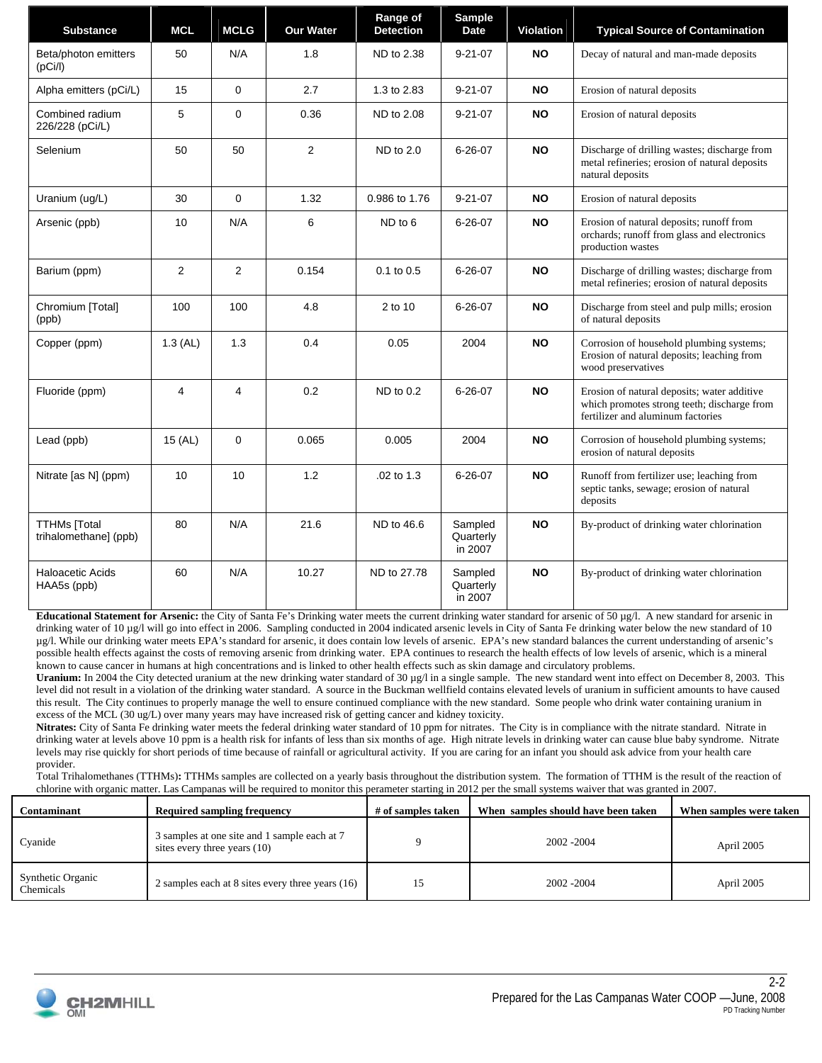| Substance | MCL | MCLG | Our Water | Range of Detection | Sample Date | Violation | Typical Source of Contamination |
|---|---|---|---|---|---|---|---|
| Beta/photon emitters (pCi/l) | 50 | N/A | 1.8 | ND to 2.38 | 9-21-07 | **NO** | Decay of natural and man-made deposits |
| Alpha emitters (pCi/L) | 15 | 0 | 2.7 | 1.3 to 2.83 | 9-21-07 | **NO** | Erosion of natural deposits |
| Combined radium 226/228 (pCi/L) | 5 | 0 | 0.36 | ND to 2.08 | 9-21-07 | **NO** | Erosion of natural deposits |
| Selenium | 50 | 50 | 2 | ND to 2.0 | 6-26-07 | **NO** | Discharge of drilling wastes; discharge from metal refineries; erosion of natural deposits natural deposits |
| Uranium (ug/L) | 30 | 0 | 1.32 | 0.986 to 1.76 | 9-21-07 | **NO** | Erosion of natural deposits |
| Arsenic (ppb) | 10 | N/A | 6 | ND to 6 | 6-26-07 | **NO** | Erosion of natural deposits; runoff from orchards; runoff from glass and electronics production wastes |
| Barium (ppm) | 2 | 2 | 0.154 | 0.1 to 0.5 | 6-26-07 | **NO** | Discharge of drilling wastes; discharge from metal refineries; erosion of natural deposits |
| Chromium [Total] (ppb) | 100 | 100 | 4.8 | 2 to 10 | 6-26-07 | **NO** | Discharge from steel and pulp mills; erosion of natural deposits |
| Copper (ppm) | 1.3 (AL) | 1.3 | 0.4 | 0.05 | 2004 | **NO** | Corrosion of household plumbing systems; Erosion of natural deposits; leaching from wood preservatives |
| Fluoride (ppm) | 4 | 4 | 0.2 | ND to 0.2 | 6-26-07 | **NO** | Erosion of natural deposits; water additive which promotes strong teeth; discharge from fertilizer and aluminum factories |
| Lead (ppb) | 15 (AL) | 0 | 0.065 | 0.005 | 2004 | **NO** | Corrosion of household plumbing systems; erosion of natural deposits |
| Nitrate [as N] (ppm) | 10 | 10 | 1.2 | .02 to 1.3 | 6-26-07 | **NO** | Runoff from fertilizer use; leaching from septic tanks, sewage; erosion of natural deposits |
| TTHMs [Total trihalomethane] (ppb) | 80 | N/A | 21.6 | ND to 46.6 | Sampled Quarterly in 2007 | **NO** | By-product of drinking water chlorination |
| Haloacetic Acids HAA5s (ppb) | 60 | N/A | 10.27 | ND to 27.78 | Sampled Quarterly in 2007 | **NO** | By-product of drinking water chlorination |

**Educational Statement for Arsenic:** the City of Santa Fe's Drinking water meets the current drinking water standard for arsenic of 50 µg/l. A new standard for arsenic in drinking water of 10 µg/l will go into effect in 2006. Sampling conducted in 2004 indicated arsenic levels in City of Santa Fe drinking water below the new standard of 10 µg/l. While our drinking water meets EPA's standard for arsenic, it does contain low levels of arsenic. EPA's new standard balances the current understanding of arsenic's possible health effects against the costs of removing arsenic from drinking water. EPA continues to research the health effects of low levels of arsenic, which is a mineral known to cause cancer in humans at high concentrations and is linked to other health effects such as skin damage and circulatory problems.

**Uranium:** In 2004 the City detected uranium at the new drinking water standard of 30 µg/l in a single sample. The new standard went into effect on December 8, 2003. This level did not result in a violation of the drinking water standard. A source in the Buckman wellfield contains elevated levels of uranium in sufficient amounts to have caused this result. The City continues to properly manage the well to ensure continued compliance with the new standard. Some people who drink water containing uranium in excess of the MCL (30 ug/L) over many years may have increased risk of getting cancer and kidney toxicity.

**Nitrates:** City of Santa Fe drinking water meets the federal drinking water standard of 10 ppm for nitrates. The City is in compliance with the nitrate standard. Nitrate in drinking water at levels above 10 ppm is a health risk for infants of less than six months of age. High nitrate levels in drinking water can cause blue baby syndrome. Nitrate levels may rise quickly for short periods of time because of rainfall or agricultural activity. If you are caring for an infant you should ask advice from your health care provider.

Total Trihalomethanes (TTHMs)**:** TTHMs samples are collected on a yearly basis throughout the distribution system. The formation of TTHM is the result of the reaction of chlorine with organic matter. Las Campanas will be required to monitor this perameter starting in 2012 per the small systems waiver that was granted in 2007.

| Contaminant | Required sampling frequency | # of samples taken | When samples should have been taken | When samples were taken |
|---|---|---|---|---|
| Cyanide | 3 samples at one site and 1 sample each at 7 sites every three years (10) | 9 | 2002 -2004 | April 2005 |
| Synthetic Organic Chemicals | 2 samples each at 8 sites every three years (16) | 15 | 2002 -2004 | April 2005 |